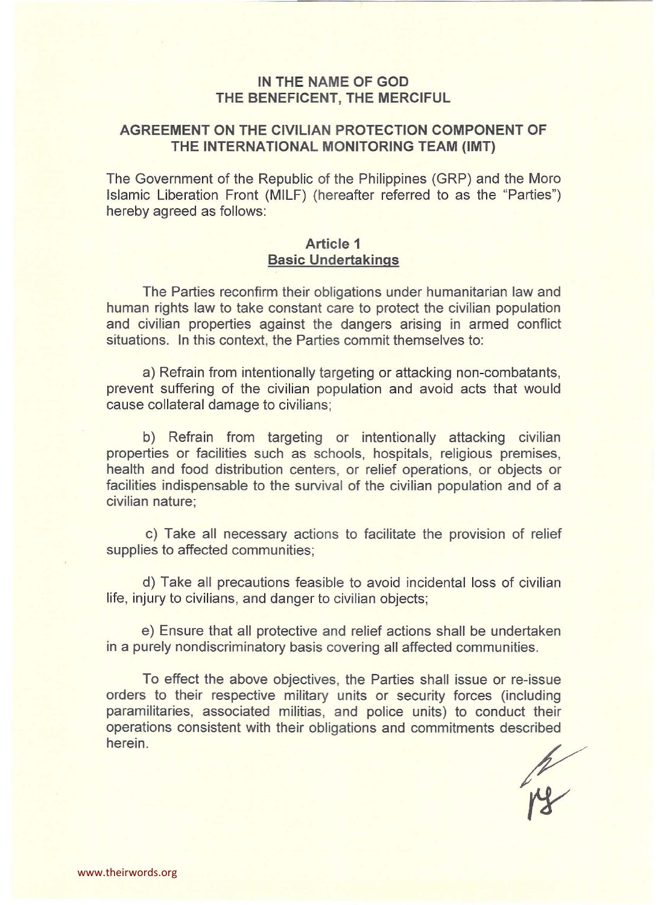**IN THE NAME OF GOD**
**THE BENEFICENT, THE MERCIFUL**

# AGREEMENT ON THE CIVILIAN PROTECTION COMPONENT OF THE INTERNATIONAL MONITORING TEAM (IMT)

The Government of the Republic of the Philippines (GRP) and the Moro Islamic Liberation Front (MILF) (hereafter referred to as the "Parties") hereby agreed as follows:

## Article 1
## Basic Undertakings

The Parties reconfirm their obligations under humanitarian law and human rights law to take constant care to protect the civilian population and civilian properties against the dangers arising in armed conflict situations. In this context, the Parties commit themselves to:

a) Refrain from intentionally targeting or attacking non-combatants, prevent suffering of the civilian population and avoid acts that would cause collateral damage to civilians;

b) Refrain from targeting or intentionally attacking civilian properties or facilities such as schools, hospitals, religious premises, health and food distribution centers, or relief operations, or objects or facilities indispensable to the survival of the civilian population and of a civilian nature;

c) Take all necessary actions to facilitate the provision of relief supplies to affected communities;

d) Take all precautions feasible to avoid incidental loss of civilian life, injury to civilians, and danger to civilian objects;

e) Ensure that all protective and relief actions shall be undertaken in a purely nondiscriminatory basis covering all affected communities.

To effect the above objectives, the Parties shall issue or re-issue orders to their respective military units or security forces (including paramilitaries, associated militias, and police units) to conduct their operations consistent with their obligations and commitments described herein.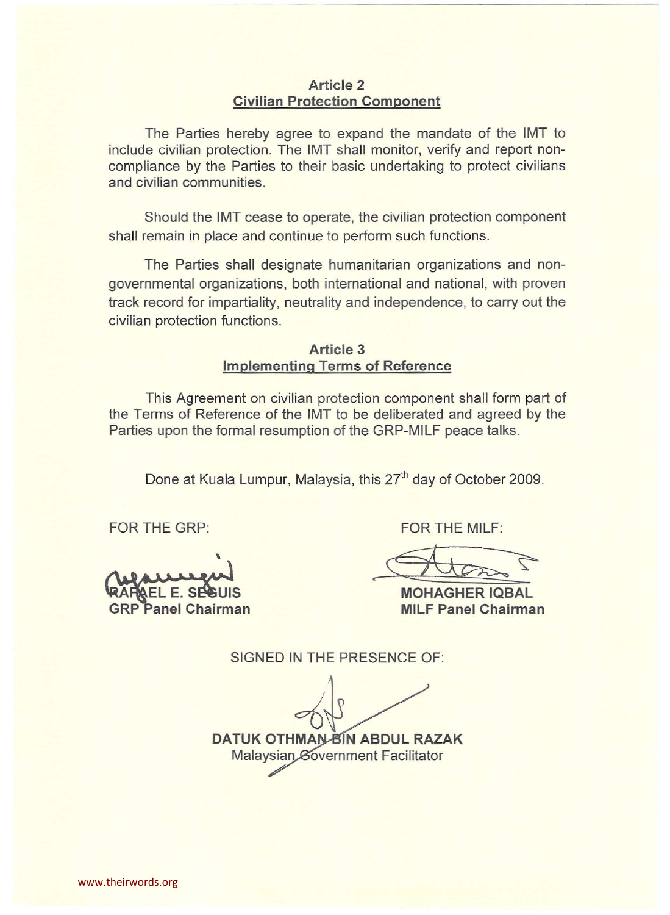## Article 2
## Civilian Protection Component

The Parties hereby agree to expand the mandate of the IMT to include civilian protection. The IMT shall monitor, verify and report non-compliance by the Parties to their basic undertaking to protect civilians and civilian communities.

Should the IMT cease to operate, the civilian protection component shall remain in place and continue to perform such functions.

The Parties shall designate humanitarian organizations and non-governmental organizations, both international and national, with proven track record for impartiality, neutrality and independence, to carry out the civilian protection functions.

## Article 3
## Implementing Terms of Reference

This Agreement on civilian protection component shall form part of the Terms of Reference of the IMT to be deliberated and agreed by the Parties upon the formal resumption of the GRP-MILF peace talks.

Done at Kuala Lumpur, Malaysia, this 27th day of October 2009.

FOR THE GRP:

**RAFAEL E. SEGUIS**
**GRP Panel Chairman**

FOR THE MILF:

**MOHAGHER IQBAL**
**MILF Panel Chairman**

SIGNED IN THE PRESENCE OF:

**DATUK OTHMAN BIN ABDUL RAZAK**
Malaysian Government Facilitator

www.theirwords.org